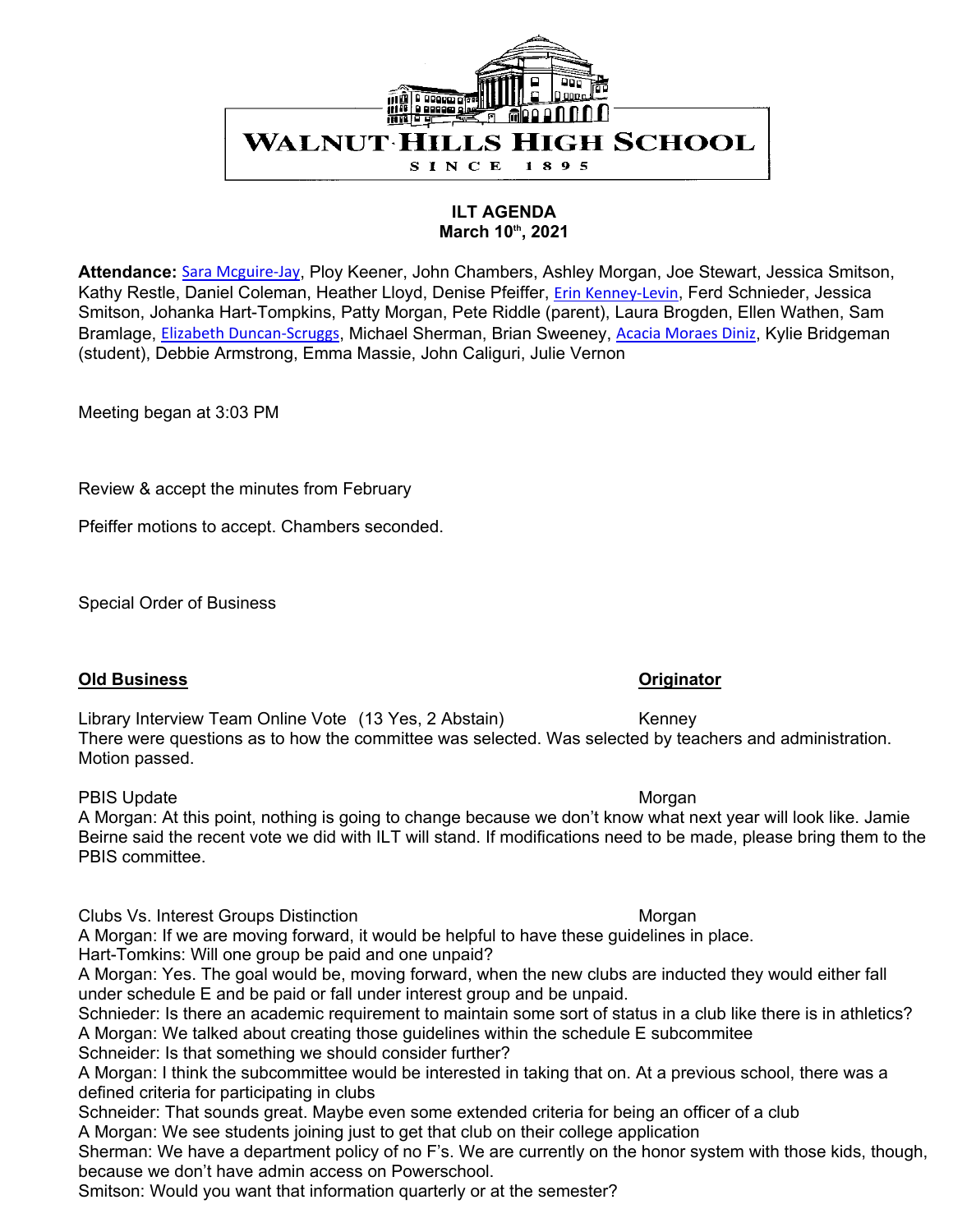WALNUT HILLS HIGH SCHOOL

SINCE 1895

**ILT AGENDA**
**March 10th, 2021**

**Attendance:** Sara Mcguire-Jay, Ploy Keener, John Chambers, Ashley Morgan, Joe Stewart, Jessica Smitson, Kathy Restle, Daniel Coleman, Heather Lloyd, Denise Pfeiffer, Erin Kenney-Levin, Ferd Schnieder, Jessica Smitson, Johanka Hart-Tompkins, Patty Morgan, Pete Riddle (parent), Laura Brogden, Ellen Wathen, Sam Bramlage, Elizabeth Duncan-Scruggs, Michael Sherman, Brian Sweeney, Acacia Moraes Diniz, Kylie Bridgeman (student), Debbie Armstrong, Emma Massie, John Caliguri, Julie Vernon

Meeting began at 3:03 PM

Review & accept the minutes from February

Pfeiffer motions to accept. Chambers seconded.

Special Order of Business

**Old Business** **Originator**

Library Interview Team Online Vote (13 Yes, 2 Abstain) Kenney
There were questions as to how the committee was selected. Was selected by teachers and administration. Motion passed.

PBIS Update Morgan
A Morgan: At this point, nothing is going to change because we don't know what next year will look like. Jamie Beirne said the recent vote we did with ILT will stand. If modifications need to be made, please bring them to the PBIS committee.

Clubs Vs. Interest Groups Distinction Morgan
A Morgan: If we are moving forward, it would be helpful to have these guidelines in place.
Hart-Tomkins: Will one group be paid and one unpaid?
A Morgan: Yes. The goal would be, moving forward, when the new clubs are inducted they would either fall under schedule E and be paid or fall under interest group and be unpaid.
Schnieder: Is there an academic requirement to maintain some sort of status in a club like there is in athletics?
A Morgan: We talked about creating those guidelines within the schedule E subcommitee
Schneider: Is that something we should consider further?
A Morgan: I think the subcommittee would be interested in taking that on. At a previous school, there was a defined criteria for participating in clubs
Schneider: That sounds great. Maybe even some extended criteria for being an officer of a club
A Morgan: We see students joining just to get that club on their college application
Sherman: We have a department policy of no F's. We are currently on the honor system with those kids, though, because we don't have admin access on Powerschool.
Smitson: Would you want that information quarterly or at the semester?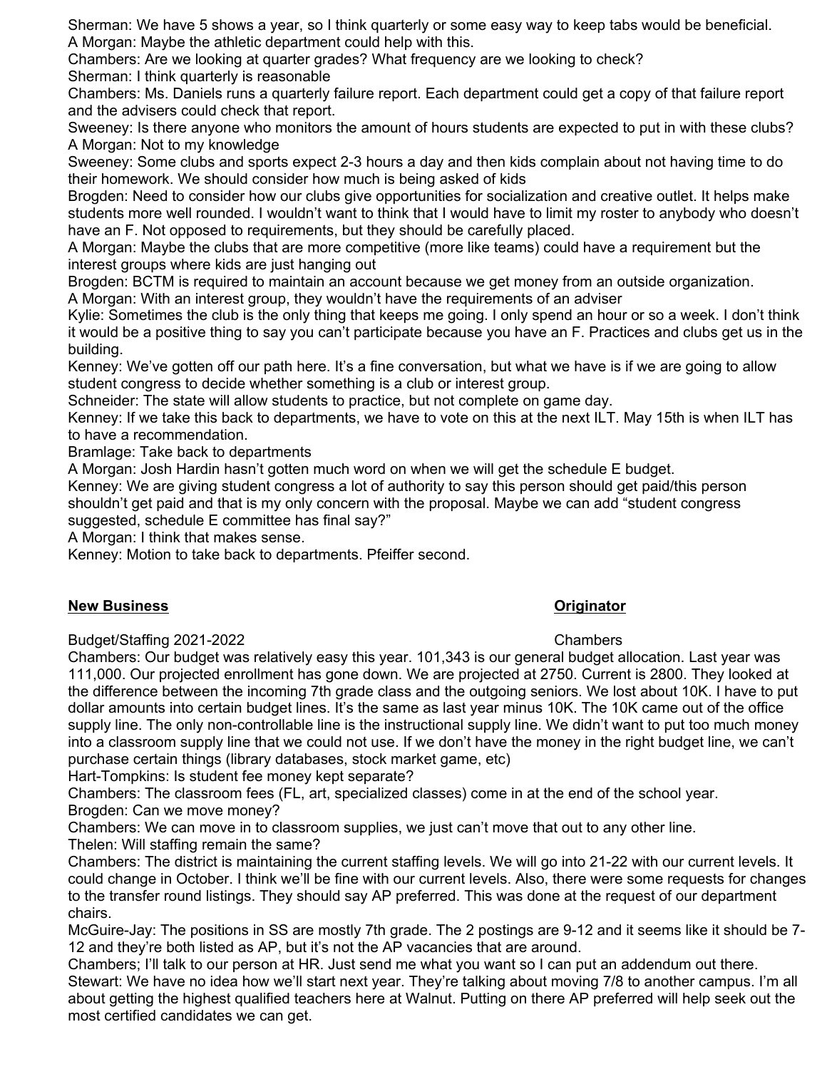Sherman: We have 5 shows a year, so I think quarterly or some easy way to keep tabs would be beneficial.
A Morgan: Maybe the athletic department could help with this.
Chambers: Are we looking at quarter grades? What frequency are we looking to check?
Sherman: I think quarterly is reasonable
Chambers: Ms. Daniels runs a quarterly failure report. Each department could get a copy of that failure report and the advisers could check that report.
Sweeney: Is there anyone who monitors the amount of hours students are expected to put in with these clubs?
A Morgan: Not to my knowledge
Sweeney: Some clubs and sports expect 2-3 hours a day and then kids complain about not having time to do their homework. We should consider how much is being asked of kids
Brogden: Need to consider how our clubs give opportunities for socialization and creative outlet. It helps make students more well rounded. I wouldn't want to think that I would have to limit my roster to anybody who doesn't have an F. Not opposed to requirements, but they should be carefully placed.
A Morgan: Maybe the clubs that are more competitive (more like teams) could have a requirement but the interest groups where kids are just hanging out
Brogden: BCTM is required to maintain an account because we get money from an outside organization.
A Morgan: With an interest group, they wouldn't have the requirements of an adviser
Kylie: Sometimes the club is the only thing that keeps me going. I only spend an hour or so a week. I don't think it would be a positive thing to say you can't participate because you have an F. Practices and clubs get us in the building.
Kenney: We've gotten off our path here. It's a fine conversation, but what we have is if we are going to allow student congress to decide whether something is a club or interest group.
Schneider: The state will allow students to practice, but not complete on game day.
Kenney: If we take this back to departments, we have to vote on this at the next ILT. May 15th is when ILT has to have a recommendation.
Bramlage: Take back to departments
A Morgan: Josh Hardin hasn't gotten much word on when we will get the schedule E budget.
Kenney: We are giving student congress a lot of authority to say this person should get paid/this person shouldn't get paid and that is my only concern with the proposal. Maybe we can add "student congress suggested, schedule E committee has final say?"
A Morgan: I think that makes sense.
Kenney: Motion to take back to departments. Pfeiffer second.

**New Business** | **Originator**

Budget/Staffing 2021-2022 | Chambers

Chambers: Our budget was relatively easy this year. 101,343 is our general budget allocation. Last year was 111,000. Our projected enrollment has gone down. We are projected at 2750. Current is 2800. They looked at the difference between the incoming 7th grade class and the outgoing seniors. We lost about 10K. I have to put dollar amounts into certain budget lines. It's the same as last year minus 10K. The 10K came out of the office supply line. The only non-controllable line is the instructional supply line. We didn't want to put too much money into a classroom supply line that we could not use. If we don't have the money in the right budget line, we can't purchase certain things (library databases, stock market game, etc)
Hart-Tompkins: Is student fee money kept separate?
Chambers: The classroom fees (FL, art, specialized classes) come in at the end of the school year.
Brogden: Can we move money?
Chambers: We can move in to classroom supplies, we just can't move that out to any other line.
Thelen: Will staffing remain the same?
Chambers: The district is maintaining the current staffing levels. We will go into 21-22 with our current levels. It could change in October. I think we'll be fine with our current levels. Also, there were some requests for changes to the transfer round listings. They should say AP preferred. This was done at the request of our department chairs.
McGuire-Jay: The positions in SS are mostly 7th grade. The 2 postings are 9-12 and it seems like it should be 7-12 and they're both listed as AP, but it's not the AP vacancies that are around.
Chambers; I'll talk to our person at HR. Just send me what you want so I can put an addendum out there.
Stewart: We have no idea how we'll start next year. They're talking about moving 7/8 to another campus. I'm all about getting the highest qualified teachers here at Walnut. Putting on there AP preferred will help seek out the most certified candidates we can get.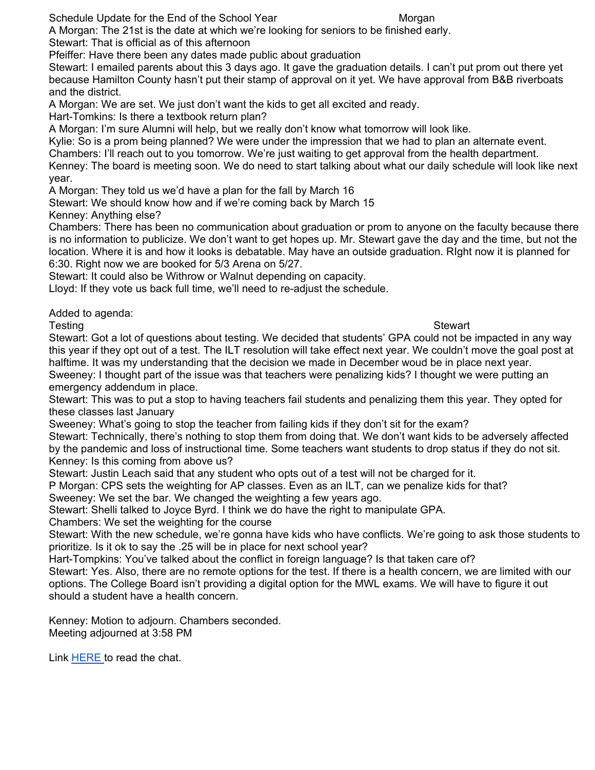Schedule Update for the End of the School Year Morgan

A Morgan: The 21st is the date at which we're looking for seniors to be finished early.
Stewart: That is official as of this afternoon
Pfeiffer: Have there been any dates made public about graduation
Stewart: I emailed parents about this 3 days ago. It gave the graduation details. I can't put prom out there yet because Hamilton County hasn't put their stamp of approval on it yet. We have approval from B&B riverboats and the district.
A Morgan: We are set. We just don't want the kids to get all excited and ready.
Hart-Tomkins: Is there a textbook return plan?
A Morgan: I'm sure Alumni will help, but we really don't know what tomorrow will look like.
Kylie: So is a prom being planned? We were under the impression that we had to plan an alternate event.
Chambers: I'll reach out to you tomorrow. We're just waiting to get approval from the health department.
Kenney: The board is meeting soon. We do need to start talking about what our daily schedule will look like next year.
A Morgan: They told us we'd have a plan for the fall by March 16
Stewart: We should know how and if we're coming back by March 15
Kenney: Anything else?
Chambers: There has been no communication about graduation or prom to anyone on the faculty because there is no information to publicize. We don't want to get hopes up. Mr. Stewart gave the day and the time, but not the location. Where it is and how it looks is debatable. May have an outside graduation. RIght now it is planned for 6:30. Right now we are booked for 5/3 Arena on 5/27.
Stewart: It could also be Withrow or Walnut depending on capacity.
Lloyd: If they vote us back full time, we'll need to re-adjust the schedule.

Added to agenda:
Testing Stewart

Stewart: Got a lot of questions about testing. We decided that students' GPA could not be impacted in any way this year if they opt out of a test. The ILT resolution will take effect next year. We couldn't move the goal post at halftime. It was my understanding that the decision we made in December woud be in place next year.
Sweeney: I thought part of the issue was that teachers were penalizing kids? I thought we were putting an emergency addendum in place.
Stewart: This was to put a stop to having teachers fail students and penalizing them this year. They opted for these classes last January
Sweeney: What's going to stop the teacher from failing kids if they don't sit for the exam?
Stewart: Technically, there's nothing to stop them from doing that. We don't want kids to be adversely affected by the pandemic and loss of instructional time. Some teachers want students to drop status if they do not sit.
Kenney: Is this coming from above us?
Stewart: Justin Leach said that any student who opts out of a test will not be charged for it.
P Morgan: CPS sets the weighting for AP classes. Even as an ILT, can we penalize kids for that?
Sweeney: We set the bar. We changed the weighting a few years ago.
Stewart: Shelli talked to Joyce Byrd. I think we do have the right to manipulate GPA.
Chambers: We set the weighting for the course
Stewart: With the new schedule, we're gonna have kids who have conflicts. We're going to ask those students to prioritize. Is it ok to say the .25 will be in place for next school year?
Hart-Tompkins: You've talked about the conflict in foreign language? Is that taken care of?
Stewart: Yes. Also, there are no remote options for the test. If there is a health concern, we are limited with our options. The College Board isn't providing a digital option for the MWL exams. We will have to figure it out should a student have a health concern.

Kenney: Motion to adjourn. Chambers seconded.
Meeting adjourned at 3:58 PM

Link HERE to read the chat.